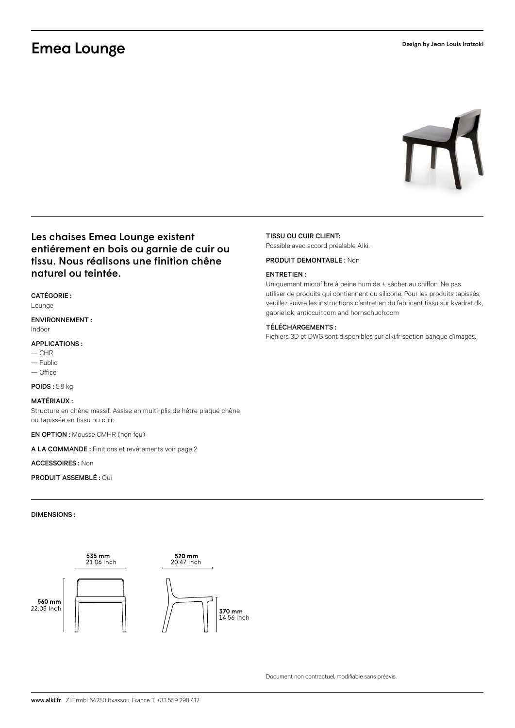# Emea Lounge

Design by Jean Louis Iratzoki

## Les chaises Emea Lounge existent entiérement en bois ou garnie de cuir ou tissu. Nous réalisons une finition chêne naturel ou teintée.

**CATÉGORIE :**
Lounge

**ENVIRONNEMENT :**
Indoor

**APPLICATIONS :**
— CHR
— Public
— Office

**POIDS :** 5,8 kg

**MATÉRIAUX :**
Structure en chêne massif. Assise en multi-plis de hêtre plaqué chêne ou tapissée en tissu ou cuir.

**EN OPTION :** Mousse CMHR (non feu)

**A LA COMMANDE :** Finitions et revêtements voir page 2

**ACCESSOIRES :** Non

**PRODUIT ASSEMBLÉ :** Oui

**TISSU OU CUIR CLIENT:**
Possible avec accord préalable Alki.

**PRODUIT DEMONTABLE :** Non

**ENTRETIEN :**
Uniquement microfibre à peine humide + sécher au chiffon. Ne pas utiliser de produits qui contiennent du silicone. Pour les produits tapissés, veuillez suivre les instructions d'entretien du fabricant tissu sur kvadrat.dk, gabriel.dk, anticcuir.com and hornschuch.com

**TÉLÉCHARGEMENTS :**
Fichiers 3D et DWG sont disponibles sur alki.fr section banque d'images.

**DIMENSIONS :**

535 mm
21.06 Inch

520 mm
20.47 Inch

560 mm
22.05 Inch

370 mm
14.56 Inch

Document non contractuel, modifiable sans préavis.

**www.alki.fr** ZI Errobi 64250 Itxassou, France T +33 559 298 417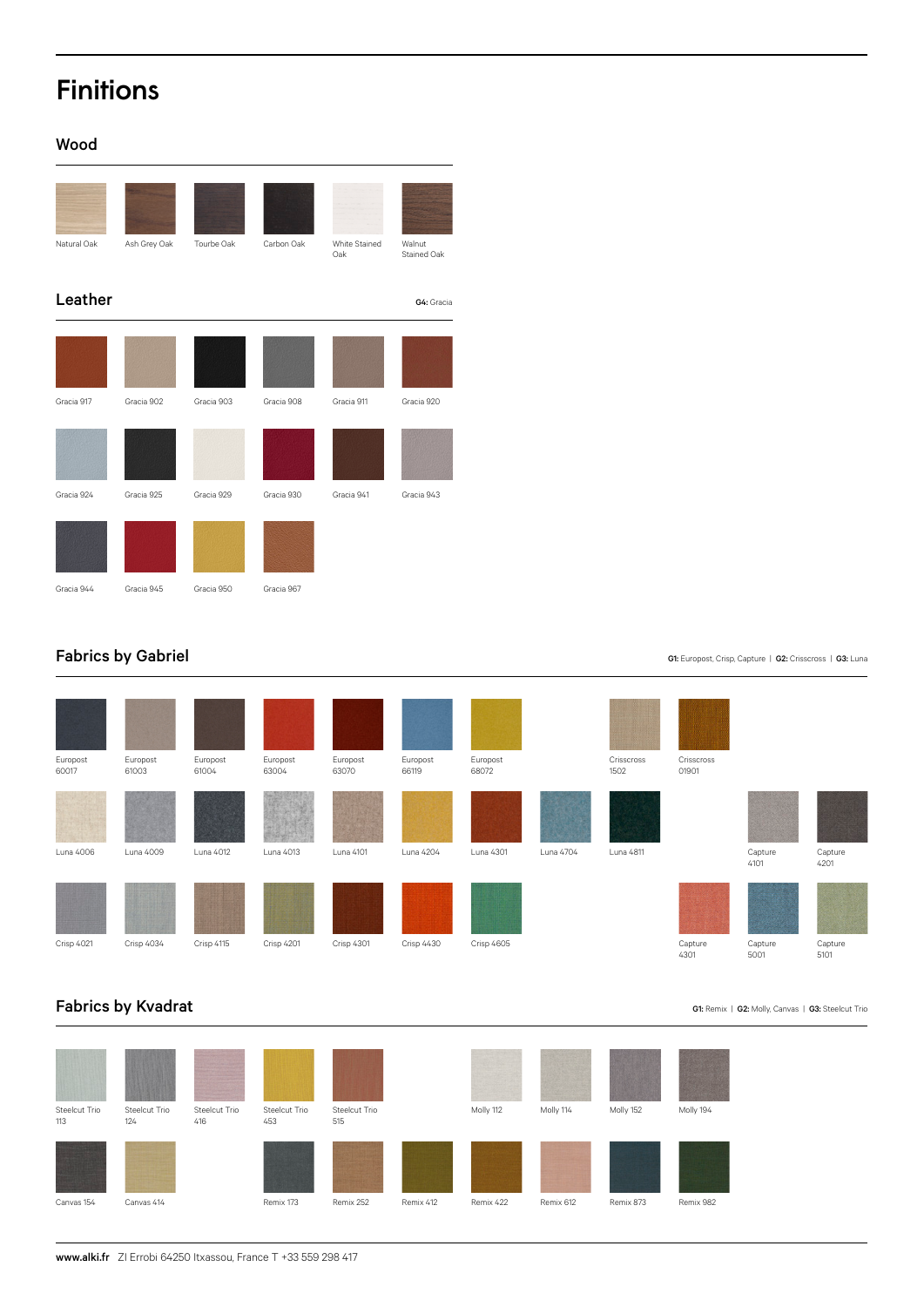# Finitions

## Wood

Natural Oak, Ash Grey Oak, Tourbe Oak, Carbon Oak, White Stained Oak, Walnut Stained Oak

## Leather

**G4:** Gracia

Gracia 917, Gracia 902, Gracia 903, Gracia 908, Gracia 911, Gracia 920

Gracia 924, Gracia 925, Gracia 929, Gracia 930, Gracia 941, Gracia 943

Gracia 944, Gracia 945, Gracia 950, Gracia 967

## Fabrics by Gabriel

**G1:** Europost, Crisp, Capture | **G2:** Crisscross | **G3:** Luna

Europost 60017, Europost 61003, Europost 61004, Europost 63004, Europost 63070, Europost 66119, Europost 68072, Crisscross 1502, Crisscross 01901

Luna 4006, Luna 4009, Luna 4012, Luna 4013, Luna 4101, Luna 4204, Luna 4301, Luna 4704, Luna 4811, Capture 4101, Capture 4201

Crisp 4021, Crisp 4034, Crisp 4115, Crisp 4201, Crisp 4301, Crisp 4430, Crisp 4605, Capture 4301, Capture 5001, Capture 5101

## Fabrics by Kvadrat

**G1:** Remix | **G2:** Molly, Canvas | **G3:** Steelcut Trio

Steelcut Trio 113, Steelcut Trio 124, Steelcut Trio 416, Steelcut Trio 453, Steelcut Trio 515, Molly 112, Molly 114, Molly 152, Molly 194

Canvas 154, Canvas 414, Remix 173, Remix 252, Remix 412, Remix 422, Remix 612, Remix 873, Remix 982

**www.alki.fr** ZI Errobi 64250 Itxassou, France T +33 559 298 417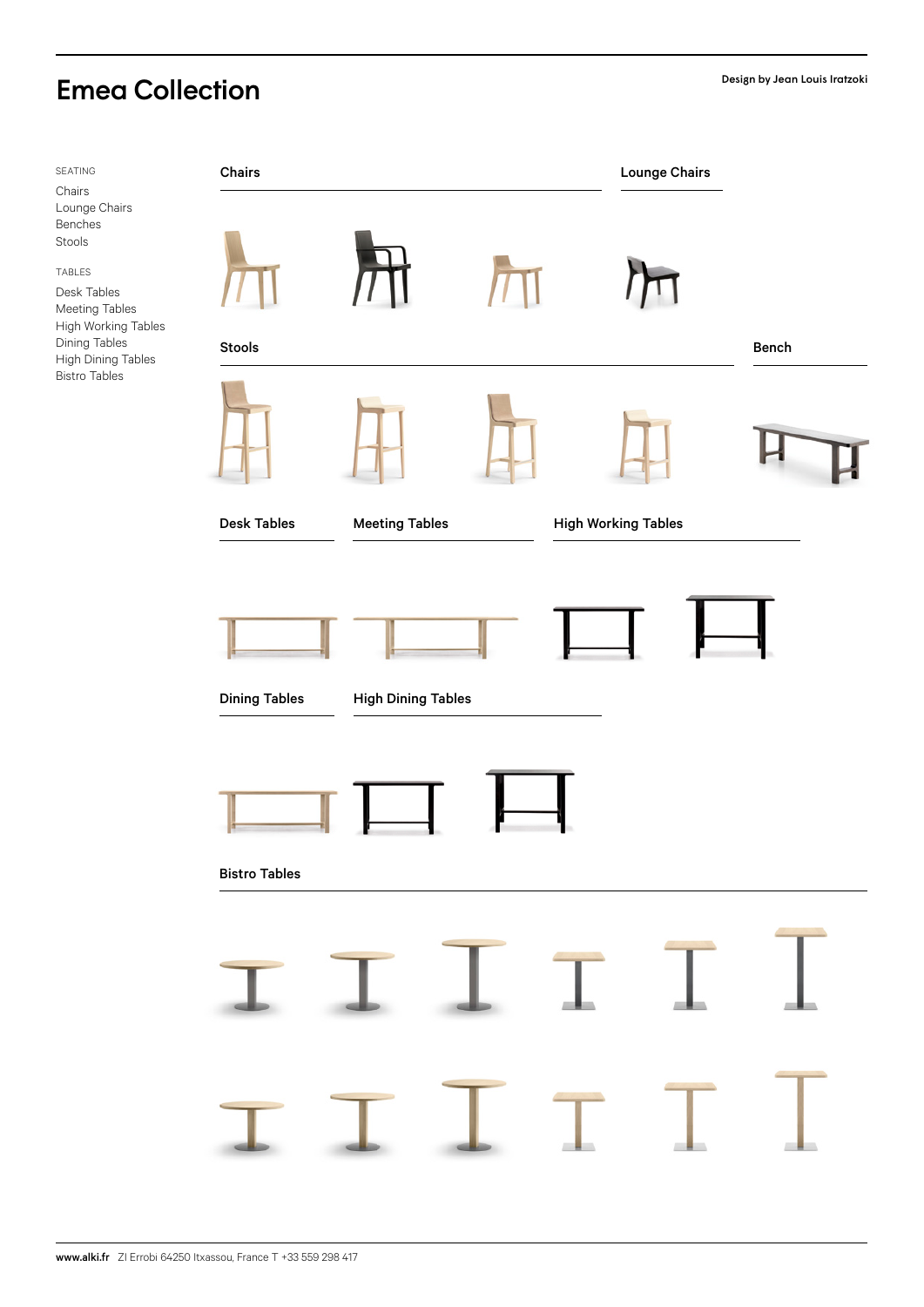# Emea Collection

Design by Jean Louis Iratzoki

SEATING

- Chairs
- Lounge Chairs
- Benches
- Stools

TABLES

- Desk Tables
- Meeting Tables
- High Working Tables
- Dining Tables
- High Dining Tables
- Bistro Tables

## Chairs

## Lounge Chairs

## Stools

## Bench

## Desk Tables

## Meeting Tables

## High Working Tables

## Dining Tables

## High Dining Tables

## Bistro Tables

**www.alki.fr** ZI Errobi 64250 Itxassou, France T +33 559 298 417